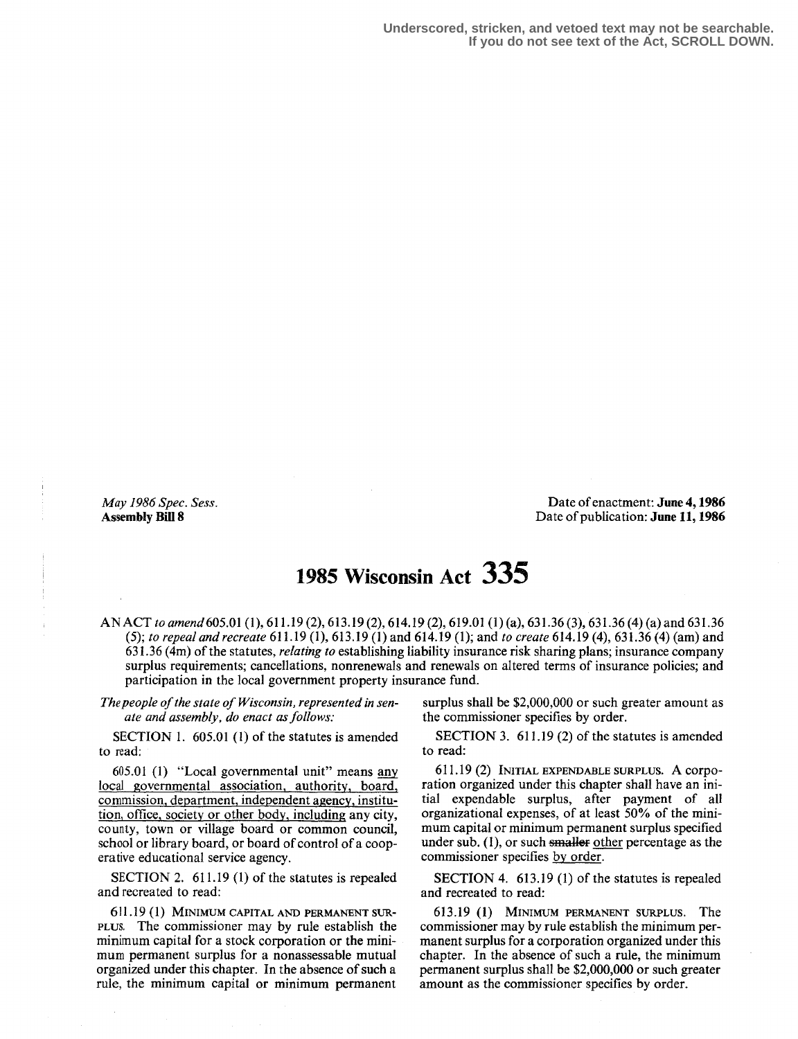Underscored, stricken, and vetoed text may not be searchable.
If you do not see text of the Act, SCROLL DOWN.

*May 1986 Spec. Sess.*
**Assembly Bill 8**

Date of enactment: **June 4, 1986**
Date of publication: **June 11, 1986**

# 1985 Wisconsin Act 335

AN ACT *to amend* 605.01 (1), 611.19 (2), 613.19 (2), 614.19 (2), 619.01 (1) (a), 631.36 (3), 631.36 (4) (a) and 631.36 (5); *to repeal and recreate* 611.19 (1), 613.19 (1) and 614.19 (1); and *to create* 614.19 (4), 631.36 (4) (am) and 631.36 (4m) of the statutes, *relating to* establishing liability insurance risk sharing plans; insurance company surplus requirements; cancellations, nonrenewals and renewals on altered terms of insurance policies; and participation in the local government property insurance fund.

*The people of the state of Wisconsin, represented in senate and assembly, do enact as follows:*

SECTION 1. 605.01 (1) of the statutes is amended to read:

605.01 (1) "Local governmental unit" means <u>any local governmental association, authority, board, commission, department, independent agency, institution, office, society or other body, including</u> any city, county, town or village board or common council, school or library board, or board of control of a cooperative educational service agency.

SECTION 2. 611.19 (1) of the statutes is repealed and recreated to read:

611.19 (1) MINIMUM CAPITAL AND PERMANENT SURPLUS. The commissioner may by rule establish the minimum capital for a stock corporation or the minimum permanent surplus for a nonassessable mutual organized under this chapter. In the absence of such a rule, the minimum capital or minimum permanent surplus shall be $2,000,000 or such greater amount as the commissioner specifies by order.

SECTION 3. 611.19 (2) of the statutes is amended to read:

611.19 (2) INITIAL EXPENDABLE SURPLUS. A corporation organized under this chapter shall have an initial expendable surplus, after payment of all organizational expenses, of at least 50% of the minimum capital or minimum permanent surplus specified under sub. (1), or such ~~smaller~~ <u>other</u> percentage as the commissioner specifies <u>by order</u>.

SECTION 4. 613.19 (1) of the statutes is repealed and recreated to read:

613.19 (1) MINIMUM PERMANENT SURPLUS. The commissioner may by rule establish the minimum permanent surplus for a corporation organized under this chapter. In the absence of such a rule, the minimum permanent surplus shall be $2,000,000 or such greater amount as the commissioner specifies by order.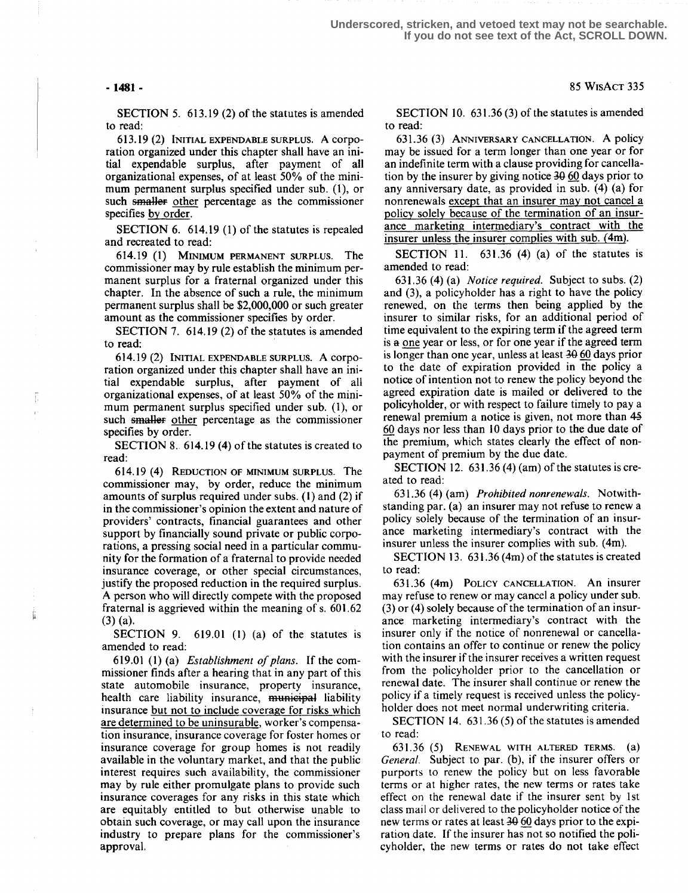SECTION 5. 613.19 (2) of the statutes is amended to read:

613.19 (2) INITIAL EXPENDABLE SURPLUS. A corporation organized under this chapter shall have an initial expendable surplus, after payment of all organizational expenses, of at least 50% of the minimum permanent surplus specified under sub. (1), or such ~~smaller~~ <u>other</u> percentage as the commissioner specifies <u>by order</u>.

SECTION 6. 614.19 (1) of the statutes is repealed and recreated to read:

614.19 (1) MINIMUM PERMANENT SURPLUS. The commissioner may by rule establish the minimum permanent surplus for a fraternal organized under this chapter. In the absence of such a rule, the minimum permanent surplus shall be $2,000,000 or such greater amount as the commissioner specifies by order.

SECTION 7. 614.19 (2) of the statutes is amended to read:

614.19 (2) INITIAL EXPENDABLE SURPLUS. A corporation organized under this chapter shall have an initial expendable surplus, after payment of all organizational expenses, of at least 50% of the minimum permanent surplus specified under sub. (1), or such ~~smaller~~ <u>other</u> percentage as the commissioner specifies by order.

SECTION 8. 614.19 (4) of the statutes is created to read:

614.19 (4) REDUCTION OF MINIMUM SURPLUS. The commissioner may, by order, reduce the minimum amounts of surplus required under subs. (1) and (2) if in the commissioner's opinion the extent and nature of providers' contracts, financial guarantees and other support by financially sound private or public corporations, a pressing social need in a particular community for the formation of a fraternal to provide needed insurance coverage, or other special circumstances, justify the proposed reduction in the required surplus. A person who will directly compete with the proposed fraternal is aggrieved within the meaning of s. 601.62 (3) (a).

SECTION 9. 619.01 (1) (a) of the statutes is amended to read:

619.01 (1) (a) *Establishment of plans.* If the commissioner finds after a hearing that in any part of this state automobile insurance, property insurance, health care liability insurance, ~~municipal~~ liability insurance <u>but not to include coverage for risks which are determined to be uninsurable</u>, worker's compensation insurance, insurance coverage for foster homes or insurance coverage for group homes is not readily available in the voluntary market, and that the public interest requires such availability, the commissioner may by rule either promulgate plans to provide such insurance coverages for any risks in this state which are equitably entitled to but otherwise unable to obtain such coverage, or may call upon the insurance industry to prepare plans for the commissioner's approval.

SECTION 10. 631.36 (3) of the statutes is amended to read:

631.36 (3) ANNIVERSARY CANCELLATION. A policy may be issued for a term longer than one year or for an indefinite term with a clause providing for cancellation by the insurer by giving notice ~~30~~ <u>60</u> days prior to any anniversary date, as provided in sub. (4) (a) for nonrenewals <u>except that an insurer may not cancel a policy solely because of the termination of an insurance marketing intermediary's contract with the insurer unless the insurer complies with sub. (4m)</u>.

SECTION 11. 631.36 (4) (a) of the statutes is amended to read:

631.36 (4) (a) *Notice required.* Subject to subs. (2) and (3), a policyholder has a right to have the policy renewed, on the terms then being applied by the insurer to similar risks, for an additional period of time equivalent to the expiring term if the agreed term is ~~a~~ <u>one</u> year or less, or for one year if the agreed term is longer than one year, unless at least ~~30~~ <u>60</u> days prior to the date of expiration provided in the policy a notice of intention not to renew the policy beyond the agreed expiration date is mailed or delivered to the policyholder, or with respect to failure timely to pay a renewal premium a notice is given, not more than ~~45~~ <u>60</u> days nor less than 10 days prior to the due date of the premium, which states clearly the effect of nonpayment of premium by the due date.

SECTION 12. 631.36 (4) (am) of the statutes is created to read:

631.36 (4) (am) *Prohibited nonrenewals.* Notwithstanding par. (a) an insurer may not refuse to renew a policy solely because of the termination of an insurance marketing intermediary's contract with the insurer unless the insurer complies with sub. (4m).

SECTION 13. 631.36 (4m) of the statutes is created to read:

631.36 (4m) POLICY CANCELLATION. An insurer may refuse to renew or may cancel a policy under sub. (3) or (4) solely because of the termination of an insurance marketing intermediary's contract with the insurer only if the notice of nonrenewal or cancellation contains an offer to continue or renew the policy with the insurer if the insurer receives a written request from the policyholder prior to the cancellation or renewal date. The insurer shall continue or renew the policy if a timely request is received unless the policyholder does not meet normal underwriting criteria.

SECTION 14. 631.36 (5) of the statutes is amended to read:

631.36 (5) RENEWAL WITH ALTERED TERMS. (a) *General.* Subject to par. (b), if the insurer offers or purports to renew the policy but on less favorable terms or at higher rates, the new terms or rates take effect on the renewal date if the insurer sent by 1st class mail or delivered to the policyholder notice of the new terms or rates at least ~~30~~ <u>60</u> days prior to the expiration date. If the insurer has not so notified the policyholder, the new terms or rates do not take effect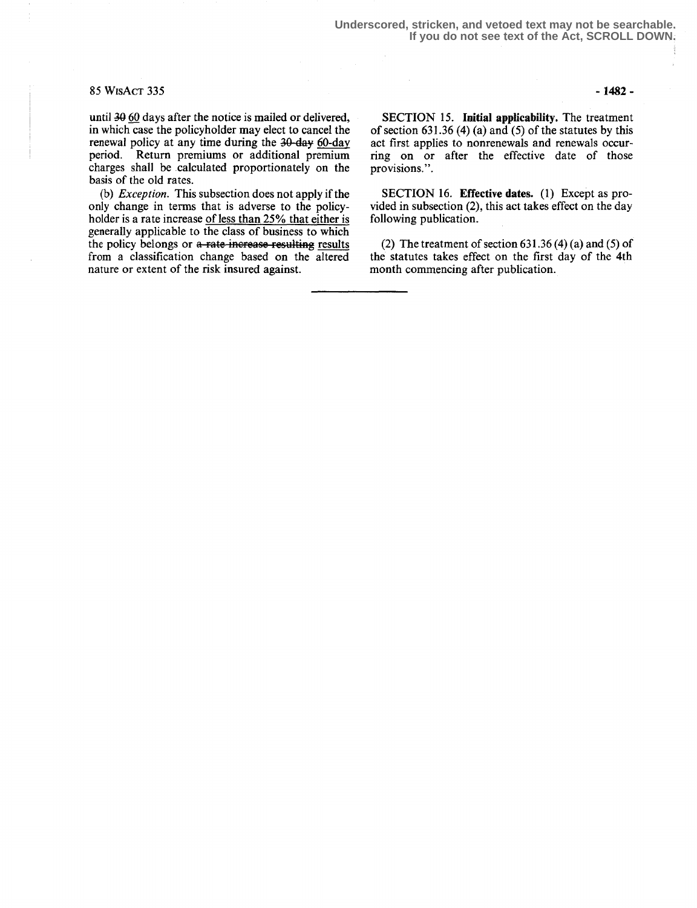until ~~30~~ 60 days after the notice is mailed or delivered, in which case the policyholder may elect to cancel the renewal policy at any time during the ~~30-day~~ 60-day period. Return premiums or additional premium charges shall be calculated proportionately on the basis of the old rates.

(b) *Exception.* This subsection does not apply if the only change in terms that is adverse to the policyholder is a rate increase <u>of less than 25% that either is</u> generally applicable to the class of business to which the policy belongs or ~~a rate increase resulting~~ <u>results</u> from a classification change based on the altered nature or extent of the risk insured against.

SECTION 15. **Initial applicability.** The treatment of section 631.36 (4) (a) and (5) of the statutes by this act first applies to nonrenewals and renewals occurring on or after the effective date of those provisions.".

SECTION 16. **Effective dates.** (1) Except as provided in subsection (2), this act takes effect on the day following publication.

(2) The treatment of section 631.36 (4) (a) and (5) of the statutes takes effect on the first day of the 4th month commencing after publication.